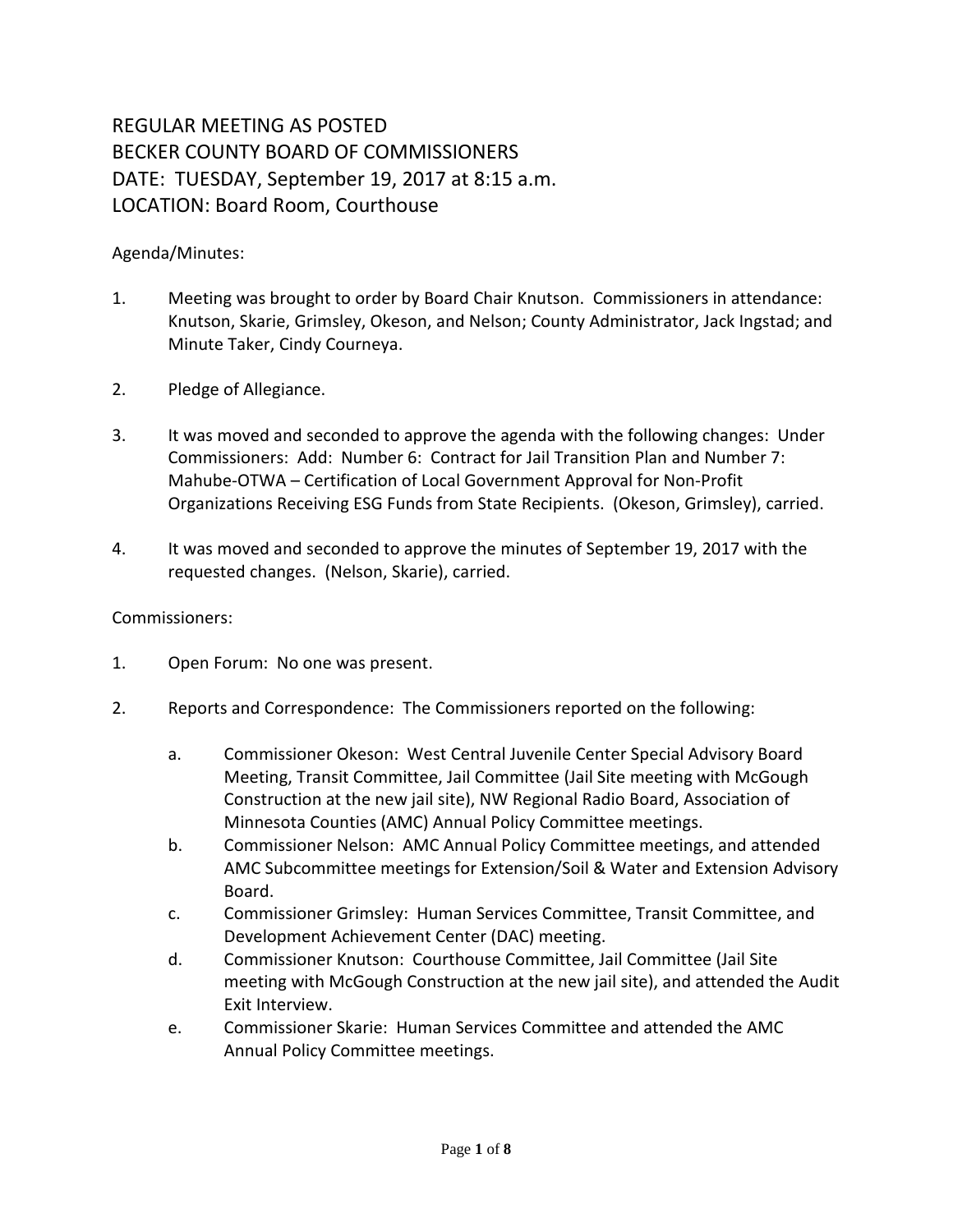# REGULAR MEETING AS POSTED
# BECKER COUNTY BOARD OF COMMISSIONERS
# DATE: TUESDAY, September 19, 2017 at 8:15 a.m.
# LOCATION: Board Room, Courthouse

Agenda/Minutes:

1. Meeting was brought to order by Board Chair Knutson. Commissioners in attendance: Knutson, Skarie, Grimsley, Okeson, and Nelson; County Administrator, Jack Ingstad; and Minute Taker, Cindy Courneya.

2. Pledge of Allegiance.

3. It was moved and seconded to approve the agenda with the following changes: Under Commissioners: Add: Number 6: Contract for Jail Transition Plan and Number 7: Mahube-OTWA – Certification of Local Government Approval for Non-Profit Organizations Receiving ESG Funds from State Recipients. (Okeson, Grimsley), carried.

4. It was moved and seconded to approve the minutes of September 19, 2017 with the requested changes. (Nelson, Skarie), carried.

Commissioners:

1. Open Forum: No one was present.

2. Reports and Correspondence: The Commissioners reported on the following:

   a. Commissioner Okeson: West Central Juvenile Center Special Advisory Board Meeting, Transit Committee, Jail Committee (Jail Site meeting with McGough Construction at the new jail site), NW Regional Radio Board, Association of Minnesota Counties (AMC) Annual Policy Committee meetings.
   b. Commissioner Nelson: AMC Annual Policy Committee meetings, and attended AMC Subcommittee meetings for Extension/Soil & Water and Extension Advisory Board.
   c. Commissioner Grimsley: Human Services Committee, Transit Committee, and Development Achievement Center (DAC) meeting.
   d. Commissioner Knutson: Courthouse Committee, Jail Committee (Jail Site meeting with McGough Construction at the new jail site), and attended the Audit Exit Interview.
   e. Commissioner Skarie: Human Services Committee and attended the AMC Annual Policy Committee meetings.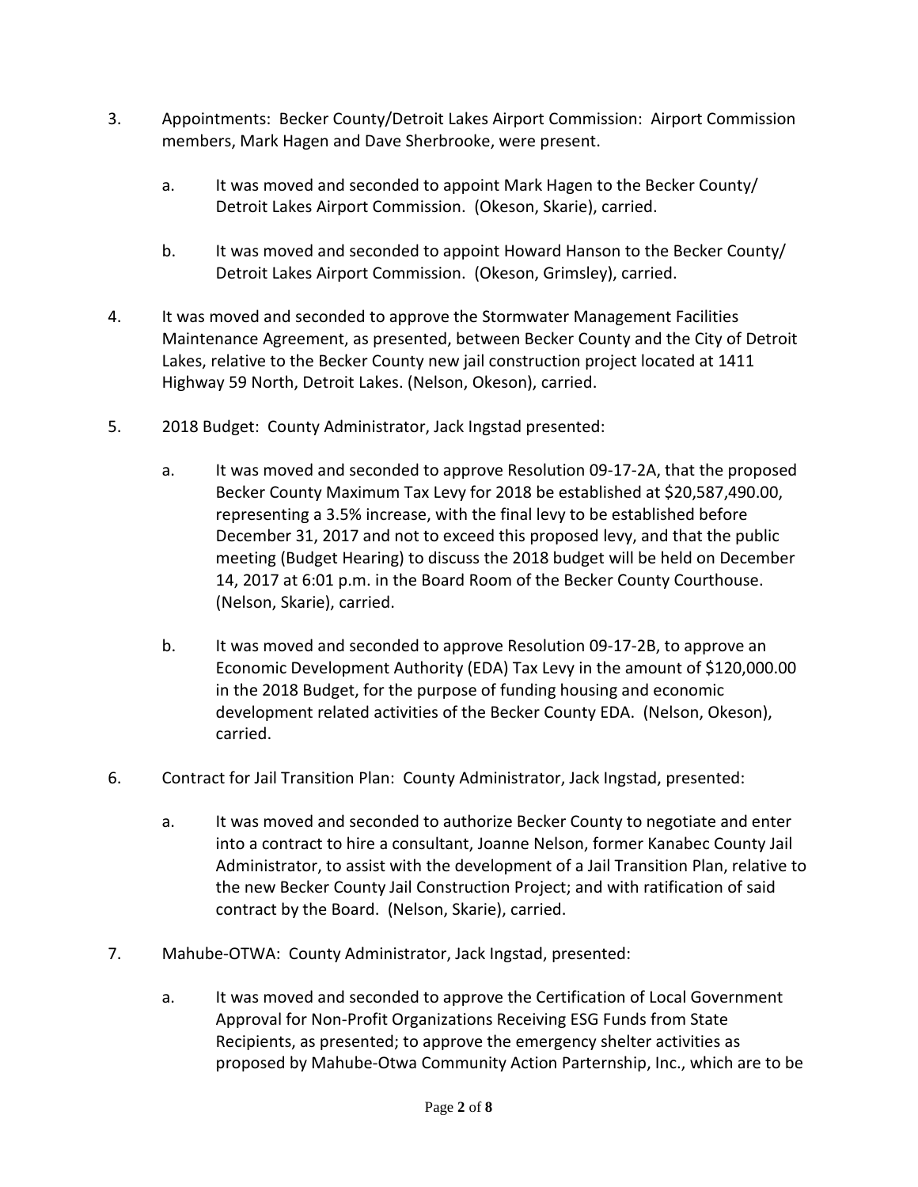3. Appointments: Becker County/Detroit Lakes Airport Commission: Airport Commission members, Mark Hagen and Dave Sherbrooke, were present.

   a. It was moved and seconded to appoint Mark Hagen to the Becker County/ Detroit Lakes Airport Commission. (Okeson, Skarie), carried.

   b. It was moved and seconded to appoint Howard Hanson to the Becker County/ Detroit Lakes Airport Commission. (Okeson, Grimsley), carried.

4. It was moved and seconded to approve the Stormwater Management Facilities Maintenance Agreement, as presented, between Becker County and the City of Detroit Lakes, relative to the Becker County new jail construction project located at 1411 Highway 59 North, Detroit Lakes. (Nelson, Okeson), carried.

5. 2018 Budget: County Administrator, Jack Ingstad presented:

   a. It was moved and seconded to approve Resolution 09-17-2A, that the proposed Becker County Maximum Tax Levy for 2018 be established at $20,587,490.00, representing a 3.5% increase, with the final levy to be established before December 31, 2017 and not to exceed this proposed levy, and that the public meeting (Budget Hearing) to discuss the 2018 budget will be held on December 14, 2017 at 6:01 p.m. in the Board Room of the Becker County Courthouse. (Nelson, Skarie), carried.

   b. It was moved and seconded to approve Resolution 09-17-2B, to approve an Economic Development Authority (EDA) Tax Levy in the amount of $120,000.00 in the 2018 Budget, for the purpose of funding housing and economic development related activities of the Becker County EDA. (Nelson, Okeson), carried.

6. Contract for Jail Transition Plan: County Administrator, Jack Ingstad, presented:

   a. It was moved and seconded to authorize Becker County to negotiate and enter into a contract to hire a consultant, Joanne Nelson, former Kanabec County Jail Administrator, to assist with the development of a Jail Transition Plan, relative to the new Becker County Jail Construction Project; and with ratification of said contract by the Board. (Nelson, Skarie), carried.

7. Mahube-OTWA: County Administrator, Jack Ingstad, presented:

   a. It was moved and seconded to approve the Certification of Local Government Approval for Non-Profit Organizations Receiving ESG Funds from State Recipients, as presented; to approve the emergency shelter activities as proposed by Mahube-Otwa Community Action Parternship, Inc., which are to be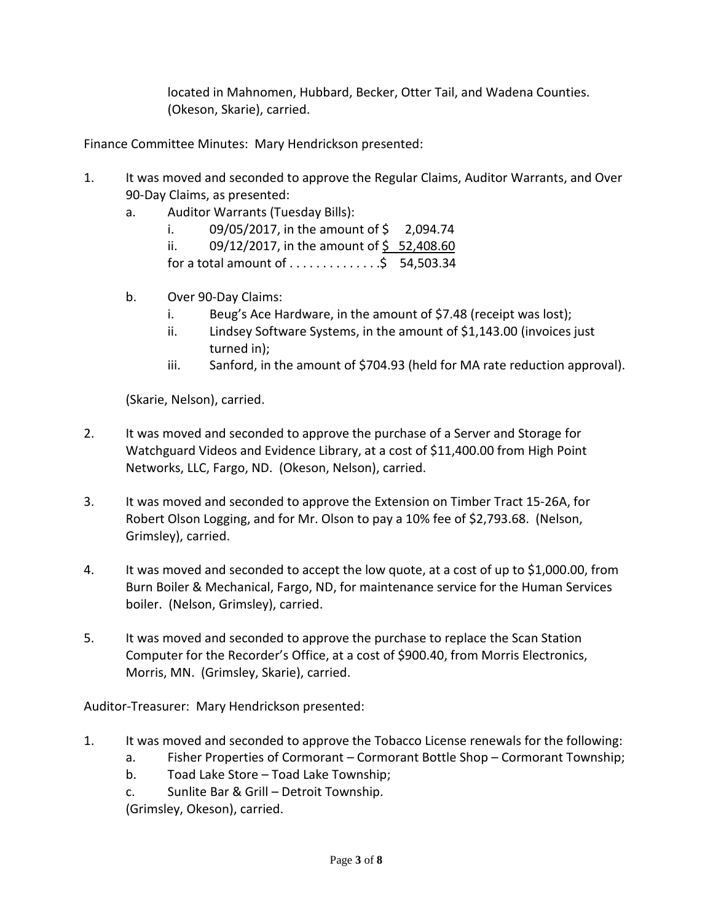located in Mahnomen, Hubbard, Becker, Otter Tail, and Wadena Counties. (Okeson, Skarie), carried.

Finance Committee Minutes: Mary Hendrickson presented:

1. It was moved and seconded to approve the Regular Claims, Auditor Warrants, and Over 90-Day Claims, as presented:
   a. Auditor Warrants (Tuesday Bills):
      i. 09/05/2017, in the amount of $ 2,094.74
      ii. 09/12/2017, in the amount of $ 52,408.60
      
      for a total amount of . . . . . . . . . . . . . .$ 54,503.34

   b. Over 90-Day Claims:
      i. Beug's Ace Hardware, in the amount of $7.48 (receipt was lost);
      ii. Lindsey Software Systems, in the amount of $1,143.00 (invoices just turned in);
      iii. Sanford, in the amount of $704.93 (held for MA rate reduction approval).

   (Skarie, Nelson), carried.

2. It was moved and seconded to approve the purchase of a Server and Storage for Watchguard Videos and Evidence Library, at a cost of $11,400.00 from High Point Networks, LLC, Fargo, ND. (Okeson, Nelson), carried.

3. It was moved and seconded to approve the Extension on Timber Tract 15-26A, for Robert Olson Logging, and for Mr. Olson to pay a 10% fee of $2,793.68. (Nelson, Grimsley), carried.

4. It was moved and seconded to accept the low quote, at a cost of up to $1,000.00, from Burn Boiler & Mechanical, Fargo, ND, for maintenance service for the Human Services boiler. (Nelson, Grimsley), carried.

5. It was moved and seconded to approve the purchase to replace the Scan Station Computer for the Recorder's Office, at a cost of $900.40, from Morris Electronics, Morris, MN. (Grimsley, Skarie), carried.

Auditor-Treasurer: Mary Hendrickson presented:

1. It was moved and seconded to approve the Tobacco License renewals for the following:
   a. Fisher Properties of Cormorant – Cormorant Bottle Shop – Cormorant Township;
   b. Toad Lake Store – Toad Lake Township;
   c. Sunlite Bar & Grill – Detroit Township.
   
   (Grimsley, Okeson), carried.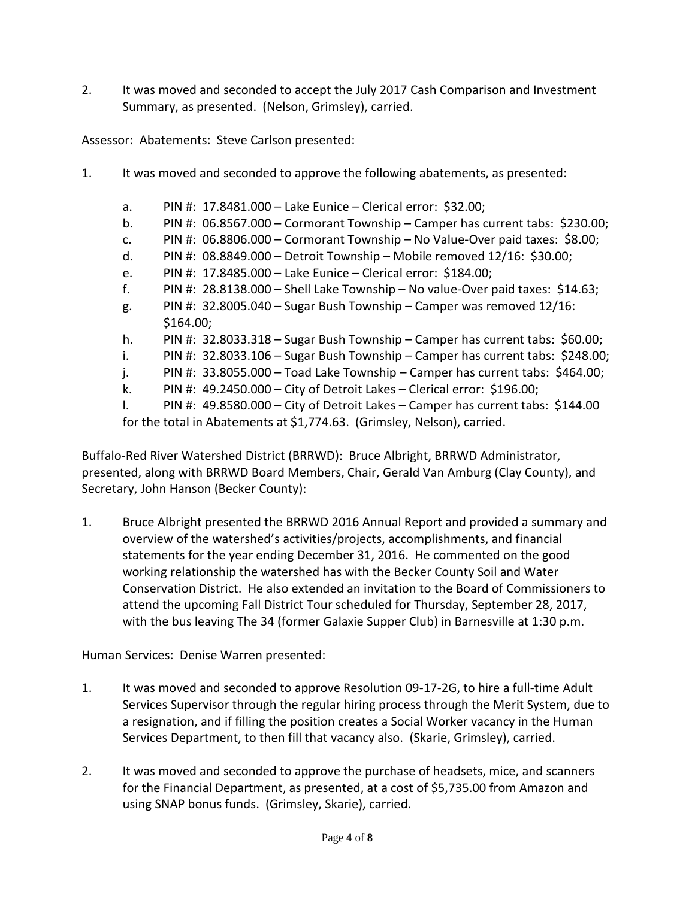2. It was moved and seconded to accept the July 2017 Cash Comparison and Investment Summary, as presented. (Nelson, Grimsley), carried.

Assessor: Abatements: Steve Carlson presented:

1. It was moved and seconded to approve the following abatements, as presented:

   a. PIN #: 17.8481.000 – Lake Eunice – Clerical error: $32.00;
   b. PIN #: 06.8567.000 – Cormorant Township – Camper has current tabs: $230.00;
   c. PIN #: 06.8806.000 – Cormorant Township – No Value-Over paid taxes: $8.00;
   d. PIN #: 08.8849.000 – Detroit Township – Mobile removed 12/16: $30.00;
   e. PIN #: 17.8485.000 – Lake Eunice – Clerical error: $184.00;
   f. PIN #: 28.8138.000 – Shell Lake Township – No value-Over paid taxes: $14.63;
   g. PIN #: 32.8005.040 – Sugar Bush Township – Camper was removed 12/16: $164.00;
   h. PIN #: 32.8033.318 – Sugar Bush Township – Camper has current tabs: $60.00;
   i. PIN #: 32.8033.106 – Sugar Bush Township – Camper has current tabs: $248.00;
   j. PIN #: 33.8055.000 – Toad Lake Township – Camper has current tabs: $464.00;
   k. PIN #: 49.2450.000 – City of Detroit Lakes – Clerical error: $196.00;
   l. PIN #: 49.8580.000 – City of Detroit Lakes – Camper has current tabs: $144.00

   for the total in Abatements at $1,774.63. (Grimsley, Nelson), carried.

Buffalo-Red River Watershed District (BRRWD): Bruce Albright, BRRWD Administrator, presented, along with BRRWD Board Members, Chair, Gerald Van Amburg (Clay County), and Secretary, John Hanson (Becker County):

1. Bruce Albright presented the BRRWD 2016 Annual Report and provided a summary and overview of the watershed's activities/projects, accomplishments, and financial statements for the year ending December 31, 2016. He commented on the good working relationship the watershed has with the Becker County Soil and Water Conservation District. He also extended an invitation to the Board of Commissioners to attend the upcoming Fall District Tour scheduled for Thursday, September 28, 2017, with the bus leaving The 34 (former Galaxie Supper Club) in Barnesville at 1:30 p.m.

Human Services: Denise Warren presented:

1. It was moved and seconded to approve Resolution 09-17-2G, to hire a full-time Adult Services Supervisor through the regular hiring process through the Merit System, due to a resignation, and if filling the position creates a Social Worker vacancy in the Human Services Department, to then fill that vacancy also. (Skarie, Grimsley), carried.

2. It was moved and seconded to approve the purchase of headsets, mice, and scanners for the Financial Department, as presented, at a cost of $5,735.00 from Amazon and using SNAP bonus funds. (Grimsley, Skarie), carried.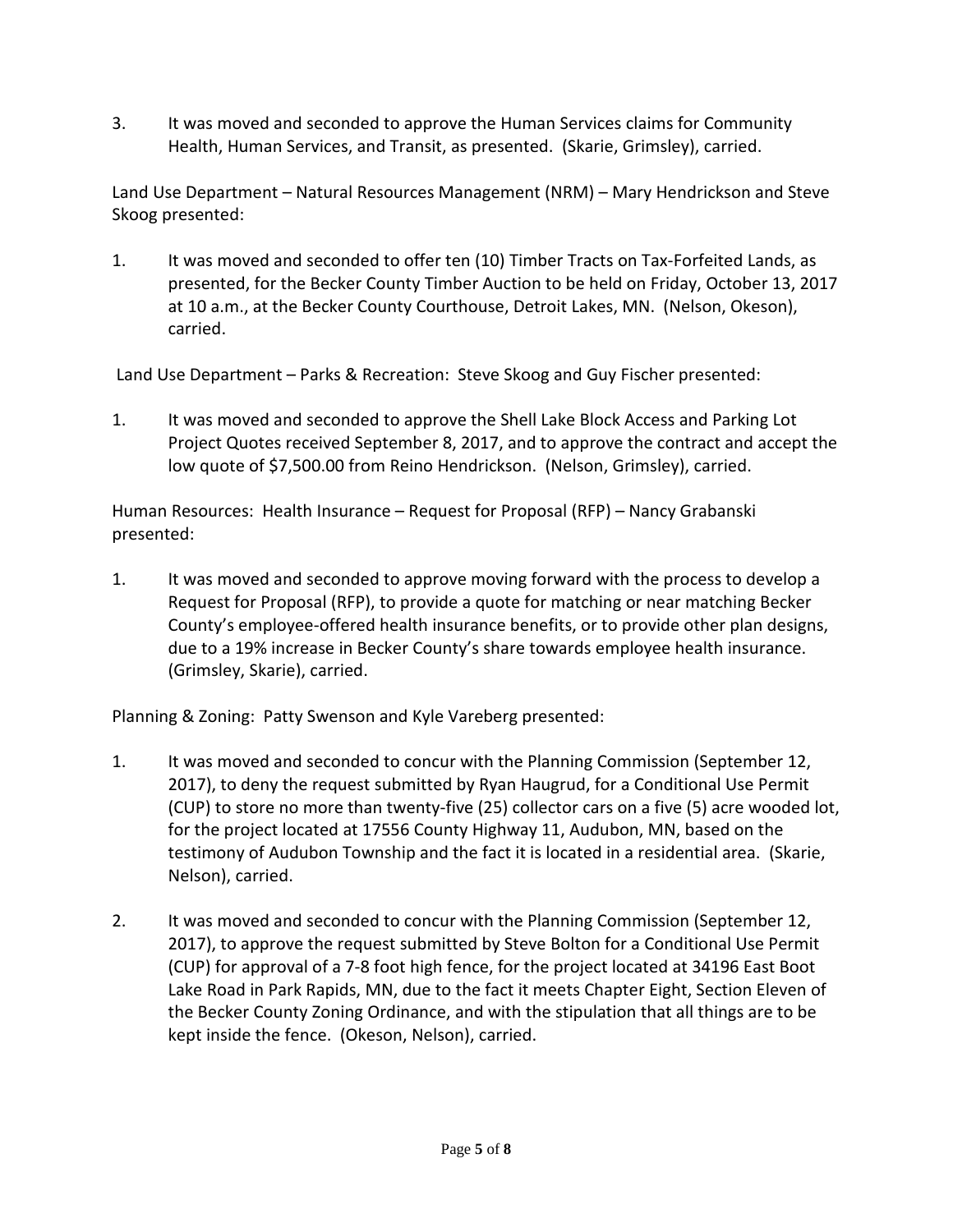3. It was moved and seconded to approve the Human Services claims for Community Health, Human Services, and Transit, as presented. (Skarie, Grimsley), carried.

Land Use Department – Natural Resources Management (NRM) – Mary Hendrickson and Steve Skoog presented:

1. It was moved and seconded to offer ten (10) Timber Tracts on Tax-Forfeited Lands, as presented, for the Becker County Timber Auction to be held on Friday, October 13, 2017 at 10 a.m., at the Becker County Courthouse, Detroit Lakes, MN. (Nelson, Okeson), carried.

Land Use Department – Parks & Recreation: Steve Skoog and Guy Fischer presented:

1. It was moved and seconded to approve the Shell Lake Block Access and Parking Lot Project Quotes received September 8, 2017, and to approve the contract and accept the low quote of $7,500.00 from Reino Hendrickson. (Nelson, Grimsley), carried.

Human Resources: Health Insurance – Request for Proposal (RFP) – Nancy Grabanski presented:

1. It was moved and seconded to approve moving forward with the process to develop a Request for Proposal (RFP), to provide a quote for matching or near matching Becker County's employee-offered health insurance benefits, or to provide other plan designs, due to a 19% increase in Becker County's share towards employee health insurance. (Grimsley, Skarie), carried.

Planning & Zoning: Patty Swenson and Kyle Vareberg presented:

1. It was moved and seconded to concur with the Planning Commission (September 12, 2017), to deny the request submitted by Ryan Haugrud, for a Conditional Use Permit (CUP) to store no more than twenty-five (25) collector cars on a five (5) acre wooded lot, for the project located at 17556 County Highway 11, Audubon, MN, based on the testimony of Audubon Township and the fact it is located in a residential area. (Skarie, Nelson), carried.

2. It was moved and seconded to concur with the Planning Commission (September 12, 2017), to approve the request submitted by Steve Bolton for a Conditional Use Permit (CUP) for approval of a 7-8 foot high fence, for the project located at 34196 East Boot Lake Road in Park Rapids, MN, due to the fact it meets Chapter Eight, Section Eleven of the Becker County Zoning Ordinance, and with the stipulation that all things are to be kept inside the fence. (Okeson, Nelson), carried.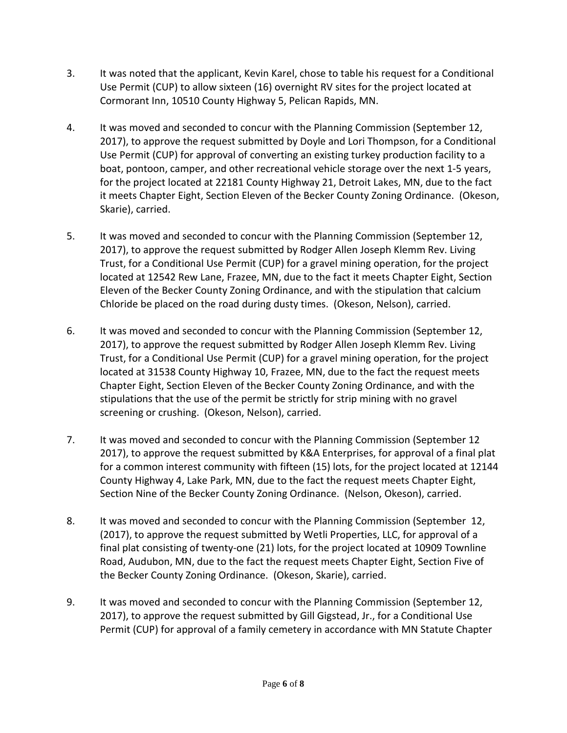3. It was noted that the applicant, Kevin Karel, chose to table his request for a Conditional Use Permit (CUP) to allow sixteen (16) overnight RV sites for the project located at Cormorant Inn, 10510 County Highway 5, Pelican Rapids, MN.

4. It was moved and seconded to concur with the Planning Commission (September 12, 2017), to approve the request submitted by Doyle and Lori Thompson, for a Conditional Use Permit (CUP) for approval of converting an existing turkey production facility to a boat, pontoon, camper, and other recreational vehicle storage over the next 1-5 years, for the project located at 22181 County Highway 21, Detroit Lakes, MN, due to the fact it meets Chapter Eight, Section Eleven of the Becker County Zoning Ordinance. (Okeson, Skarie), carried.

5. It was moved and seconded to concur with the Planning Commission (September 12, 2017), to approve the request submitted by Rodger Allen Joseph Klemm Rev. Living Trust, for a Conditional Use Permit (CUP) for a gravel mining operation, for the project located at 12542 Rew Lane, Frazee, MN, due to the fact it meets Chapter Eight, Section Eleven of the Becker County Zoning Ordinance, and with the stipulation that calcium Chloride be placed on the road during dusty times. (Okeson, Nelson), carried.

6. It was moved and seconded to concur with the Planning Commission (September 12, 2017), to approve the request submitted by Rodger Allen Joseph Klemm Rev. Living Trust, for a Conditional Use Permit (CUP) for a gravel mining operation, for the project located at 31538 County Highway 10, Frazee, MN, due to the fact the request meets Chapter Eight, Section Eleven of the Becker County Zoning Ordinance, and with the stipulations that the use of the permit be strictly for strip mining with no gravel screening or crushing. (Okeson, Nelson), carried.

7. It was moved and seconded to concur with the Planning Commission (September 12 2017), to approve the request submitted by K&A Enterprises, for approval of a final plat for a common interest community with fifteen (15) lots, for the project located at 12144 County Highway 4, Lake Park, MN, due to the fact the request meets Chapter Eight, Section Nine of the Becker County Zoning Ordinance. (Nelson, Okeson), carried.

8. It was moved and seconded to concur with the Planning Commission (September 12, (2017), to approve the request submitted by Wetli Properties, LLC, for approval of a final plat consisting of twenty-one (21) lots, for the project located at 10909 Townline Road, Audubon, MN, due to the fact the request meets Chapter Eight, Section Five of the Becker County Zoning Ordinance. (Okeson, Skarie), carried.

9. It was moved and seconded to concur with the Planning Commission (September 12, 2017), to approve the request submitted by Gill Gigstead, Jr., for a Conditional Use Permit (CUP) for approval of a family cemetery in accordance with MN Statute Chapter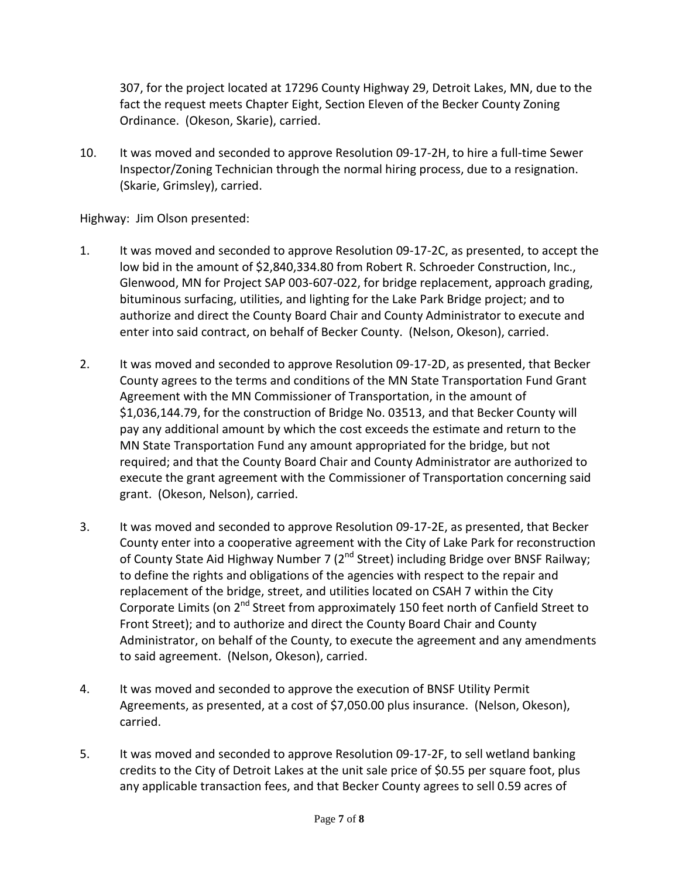307, for the project located at 17296 County Highway 29, Detroit Lakes, MN, due to the fact the request meets Chapter Eight, Section Eleven of the Becker County Zoning Ordinance. (Okeson, Skarie), carried.

10. It was moved and seconded to approve Resolution 09-17-2H, to hire a full-time Sewer Inspector/Zoning Technician through the normal hiring process, due to a resignation. (Skarie, Grimsley), carried.

Highway: Jim Olson presented:

1. It was moved and seconded to approve Resolution 09-17-2C, as presented, to accept the low bid in the amount of $2,840,334.80 from Robert R. Schroeder Construction, Inc., Glenwood, MN for Project SAP 003-607-022, for bridge replacement, approach grading, bituminous surfacing, utilities, and lighting for the Lake Park Bridge project; and to authorize and direct the County Board Chair and County Administrator to execute and enter into said contract, on behalf of Becker County. (Nelson, Okeson), carried.

2. It was moved and seconded to approve Resolution 09-17-2D, as presented, that Becker County agrees to the terms and conditions of the MN State Transportation Fund Grant Agreement with the MN Commissioner of Transportation, in the amount of $1,036,144.79, for the construction of Bridge No. 03513, and that Becker County will pay any additional amount by which the cost exceeds the estimate and return to the MN State Transportation Fund any amount appropriated for the bridge, but not required; and that the County Board Chair and County Administrator are authorized to execute the grant agreement with the Commissioner of Transportation concerning said grant. (Okeson, Nelson), carried.

3. It was moved and seconded to approve Resolution 09-17-2E, as presented, that Becker County enter into a cooperative agreement with the City of Lake Park for reconstruction of County State Aid Highway Number 7 (2nd Street) including Bridge over BNSF Railway; to define the rights and obligations of the agencies with respect to the repair and replacement of the bridge, street, and utilities located on CSAH 7 within the City Corporate Limits (on 2nd Street from approximately 150 feet north of Canfield Street to Front Street); and to authorize and direct the County Board Chair and County Administrator, on behalf of the County, to execute the agreement and any amendments to said agreement. (Nelson, Okeson), carried.

4. It was moved and seconded to approve the execution of BNSF Utility Permit Agreements, as presented, at a cost of $7,050.00 plus insurance. (Nelson, Okeson), carried.

5. It was moved and seconded to approve Resolution 09-17-2F, to sell wetland banking credits to the City of Detroit Lakes at the unit sale price of $0.55 per square foot, plus any applicable transaction fees, and that Becker County agrees to sell 0.59 acres of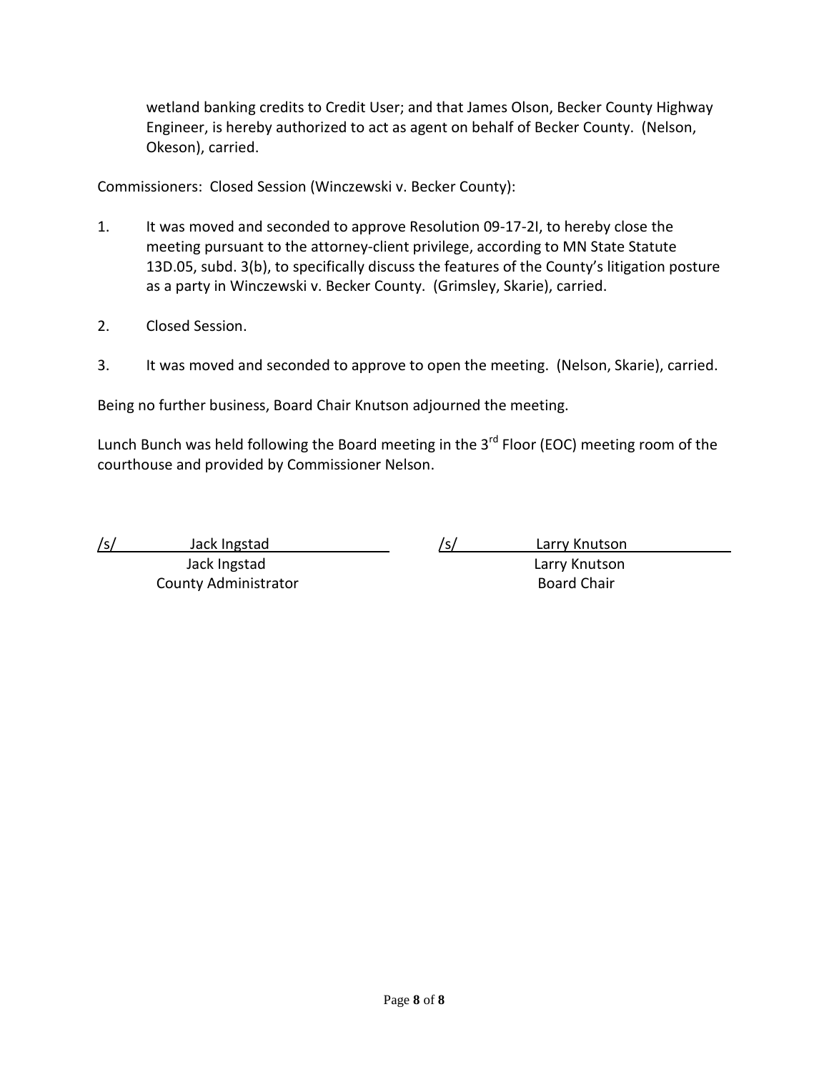wetland banking credits to Credit User; and that James Olson, Becker County Highway Engineer, is hereby authorized to act as agent on behalf of Becker County. (Nelson, Okeson), carried.

Commissioners: Closed Session (Winczewski v. Becker County):

1. It was moved and seconded to approve Resolution 09-17-2I, to hereby close the meeting pursuant to the attorney-client privilege, according to MN State Statute 13D.05, subd. 3(b), to specifically discuss the features of the County's litigation posture as a party in Winczewski v. Becker County. (Grimsley, Skarie), carried.

2. Closed Session.

3. It was moved and seconded to approve to open the meeting. (Nelson, Skarie), carried.

Being no further business, Board Chair Knutson adjourned the meeting.

Lunch Bunch was held following the Board meeting in the 3rd Floor (EOC) meeting room of the courthouse and provided by Commissioner Nelson.

| | |
|---|---|
| /s/ Jack Ingstad | /s/ Larry Knutson |
| Jack Ingstad | Larry Knutson |
| County Administrator | Board Chair |